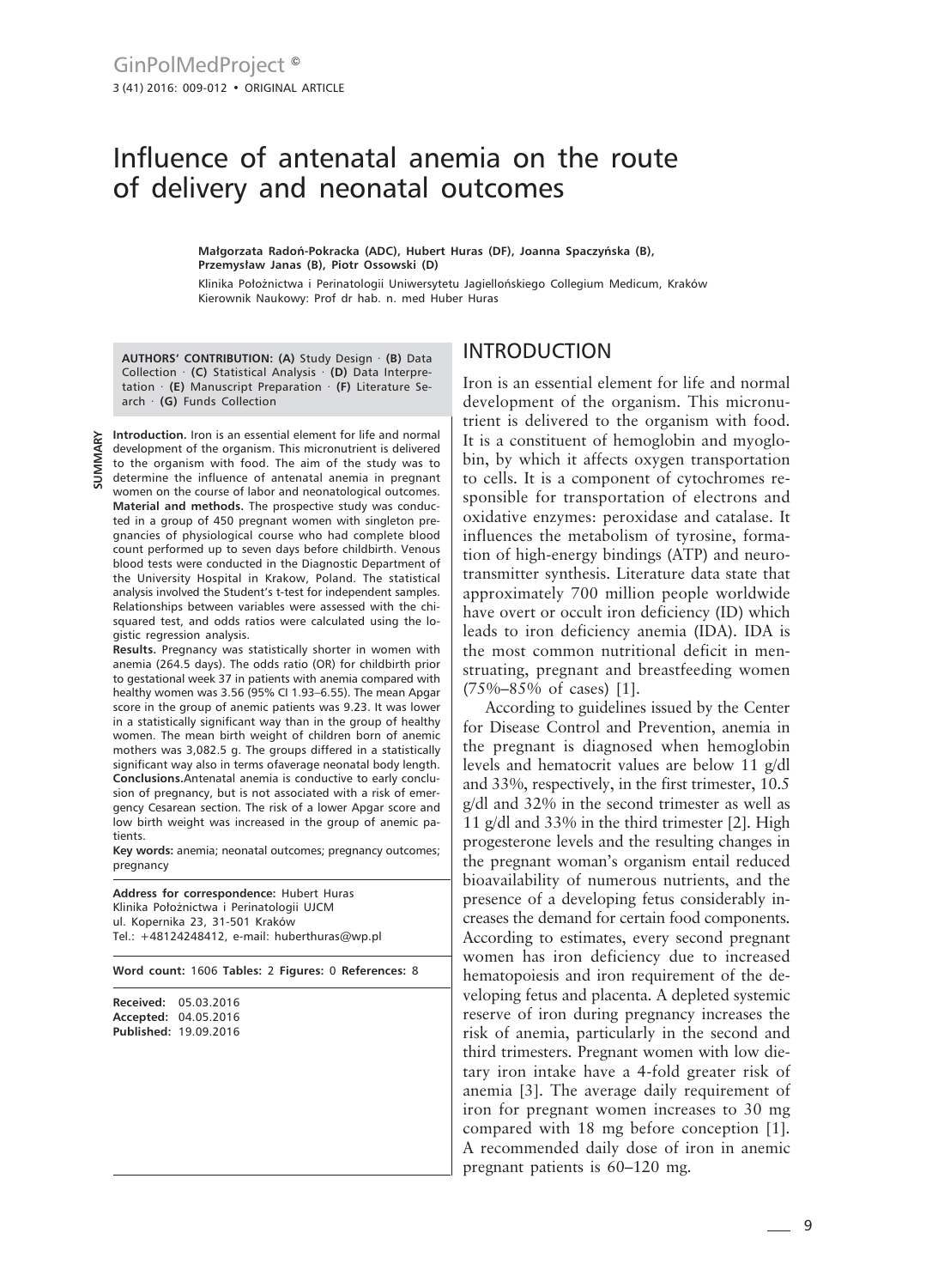# Influence of antenatal anemia on the route of delivery and neonatal outcomes

**Małgorzata Radoń-Pokracka (ADC), Hubert Huras (DF), Joanna Spaczyńska (B), Przemysław Janas (B), Piotr Ossowski (D)**

Klinika Położnictwa i Perinatologii Uniwersytetu Jagiellońskiego Collegium Medicum, Kraków
Kierownik Naukowy: Prof dr hab. n. med Huber Huras

**AUTHORS' CONTRIBUTION: (A)** Study Design · **(B)** Data Collection · **(C)** Statistical Analysis · **(D)** Data Interpretation · **(E)** Manuscript Preparation · **(F)** Literature Search · **(G)** Funds Collection

**SUMMARY**

**Introduction.** Iron is an essential element for life and normal development of the organism. This micronutrient is delivered to the organism with food. The aim of the study was to determine the influence of antenatal anemia in pregnant women on the course of labor and neonatological outcomes.

**Material and methods.** The prospective study was conducted in a group of 450 pregnant women with singleton pregnancies of physiological course who had complete blood count performed up to seven days before childbirth. Venous blood tests were conducted in the Diagnostic Department of the University Hospital in Krakow, Poland. The statistical analysis involved the Student's t-test for independent samples. Relationships between variables were assessed with the chi-squared test, and odds ratios were calculated using the logistic regression analysis.

**Results.** Pregnancy was statistically shorter in women with anemia (264.5 days). The odds ratio (OR) for childbirth prior to gestational week 37 in patients with anemia compared with healthy women was 3.56 (95% CI 1.93–6.55). The mean Apgar score in the group of anemic patients was 9.23. It was lower in a statistically significant way than in the group of healthy women. The mean birth weight of children born of anemic mothers was 3,082.5 g. The groups differed in a statistically significant way also in terms ofaverage neonatal body length.

**Conclusions.**Antenatal anemia is conductive to early conclusion of pregnancy, but is not associated with a risk of emergency Cesarean section. The risk of a lower Apgar score and low birth weight was increased in the group of anemic patients.

**Key words:** anemia; neonatal outcomes; pregnancy outcomes; pregnancy

**Address for correspondence:** Hubert Huras
Klinika Położnictwa i Perinatologii UJCM
ul. Kopernika 23, 31-501 Kraków
Tel.: +48124248412, e-mail: huberthuras@wp.pl

**Word count:** 1606 **Tables:** 2 **Figures:** 0 **References:** 8

**Received:** 05.03.2016
**Accepted:** 04.05.2016
**Published:** 19.09.2016

## INTRODUCTION

Iron is an essential element for life and normal development of the organism. This micronutrient is delivered to the organism with food. It is a constituent of hemoglobin and myoglobin, by which it affects oxygen transportation to cells. It is a component of cytochromes responsible for transportation of electrons and oxidative enzymes: peroxidase and catalase. It influences the metabolism of tyrosine, formation of high-energy bindings (ATP) and neurotransmitter synthesis. Literature data state that approximately 700 million people worldwide have overt or occult iron deficiency (ID) which leads to iron deficiency anemia (IDA). IDA is the most common nutritional deficit in menstruating, pregnant and breastfeeding women (75%–85% of cases) [1].

According to guidelines issued by the Center for Disease Control and Prevention, anemia in the pregnant is diagnosed when hemoglobin levels and hematocrit values are below 11 g/dl and 33%, respectively, in the first trimester, 10.5 g/dl and 32% in the second trimester as well as 11 g/dl and 33% in the third trimester [2]. High progesterone levels and the resulting changes in the pregnant woman's organism entail reduced bioavailability of numerous nutrients, and the presence of a developing fetus considerably increases the demand for certain food components. According to estimates, every second pregnant women has iron deficiency due to increased hematopoiesis and iron requirement of the developing fetus and placenta. A depleted systemic reserve of iron during pregnancy increases the risk of anemia, particularly in the second and third trimesters. Pregnant women with low dietary iron intake have a 4-fold greater risk of anemia [3]. The average daily requirement of iron for pregnant women increases to 30 mg compared with 18 mg before conception [1]. A recommended daily dose of iron in anemic pregnant patients is 60–120 mg.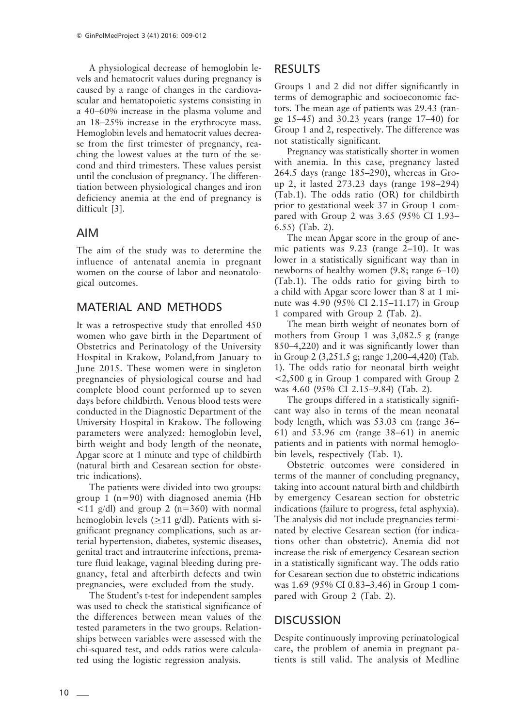A physiological decrease of hemoglobin levels and hematocrit values during pregnancy is caused by a range of changes in the cardiovascular and hematopoietic systems consisting in a 40–60% increase in the plasma volume and an 18–25% increase in the erythrocyte mass. Hemoglobin levels and hematocrit values decrease from the first trimester of pregnancy, reaching the lowest values at the turn of the second and third trimesters. These values persist until the conclusion of pregnancy. The differentiation between physiological changes and iron deficiency anemia at the end of pregnancy is difficult [3].

## AIM

The aim of the study was to determine the influence of antenatal anemia in pregnant women on the course of labor and neonatological outcomes.

## MATERIAL AND METHODS

It was a retrospective study that enrolled 450 women who gave birth in the Department of Obstetrics and Perinatology of the University Hospital in Krakow, Poland,from January to June 2015. These women were in singleton pregnancies of physiological course and had complete blood count performed up to seven days before childbirth. Venous blood tests were conducted in the Diagnostic Department of the University Hospital in Krakow. The following parameters were analyzed: hemoglobin level, birth weight and body length of the neonate, Apgar score at 1 minute and type of childbirth (natural birth and Cesarean section for obstetric indications).

The patients were divided into two groups: group 1 (n=90) with diagnosed anemia (Hb <11 g/dl) and group 2 (n=360) with normal hemoglobin levels (≥11 g/dl). Patients with significant pregnancy complications, such as arterial hypertension, diabetes, systemic diseases, genital tract and intrauterine infections, premature fluid leakage, vaginal bleeding during pregnancy, fetal and afterbirth defects and twin pregnancies, were excluded from the study.

The Student's t-test for independent samples was used to check the statistical significance of the differences between mean values of the tested parameters in the two groups. Relationships between variables were assessed with the chi-squared test, and odds ratios were calculated using the logistic regression analysis.

## RESULTS

Groups 1 and 2 did not differ significantly in terms of demographic and socioeconomic factors. The mean age of patients was 29.43 (range 15–45) and 30.23 years (range 17–40) for Group 1 and 2, respectively. The difference was not statistically significant.

Pregnancy was statistically shorter in women with anemia. In this case, pregnancy lasted 264.5 days (range 185–290), whereas in Group 2, it lasted 273.23 days (range 198–294) (Tab.1). The odds ratio (OR) for childbirth prior to gestational week 37 in Group 1 compared with Group 2 was 3.65 (95% CI 1.93–6.55) (Tab. 2).

The mean Apgar score in the group of anemic patients was 9.23 (range 2–10). It was lower in a statistically significant way than in newborns of healthy women (9.8; range 6–10) (Tab.1). The odds ratio for giving birth to a child with Apgar score lower than 8 at 1 minute was 4.90 (95% CI 2.15–11.17) in Group 1 compared with Group 2 (Tab. 2).

The mean birth weight of neonates born of mothers from Group 1 was 3,082.5 g (range 850–4,220) and it was significantly lower than in Group 2 (3,251.5 g; range 1,200–4,420) (Tab. 1). The odds ratio for neonatal birth weight <2,500 g in Group 1 compared with Group 2 was 4.60 (95% CI 2.15–9.84) (Tab. 2).

The groups differed in a statistically significant way also in terms of the mean neonatal body length, which was 53.03 cm (range 36–61) and 53.96 cm (range 38–61) in anemic patients and in patients with normal hemoglobin levels, respectively (Tab. 1).

Obstetric outcomes were considered in terms of the manner of concluding pregnancy, taking into account natural birth and childbirth by emergency Cesarean section for obstetric indications (failure to progress, fetal asphyxia). The analysis did not include pregnancies terminated by elective Cesarean section (for indications other than obstetric). Anemia did not increase the risk of emergency Cesarean section in a statistically significant way. The odds ratio for Cesarean section due to obstetric indications was 1.69 (95% CI 0.83–3.46) in Group 1 compared with Group 2 (Tab. 2).

## DISCUSSION

Despite continuously improving perinatological care, the problem of anemia in pregnant patients is still valid. The analysis of Medline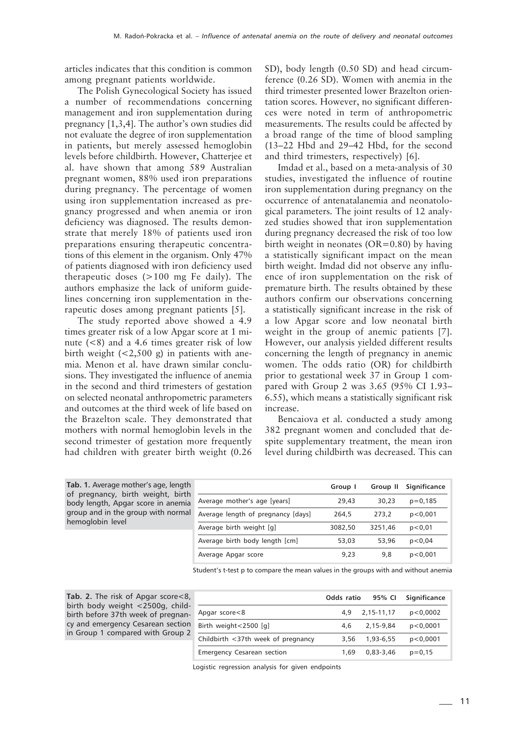articles indicates that this condition is common among pregnant patients worldwide.

The Polish Gynecological Society has issued a number of recommendations concerning management and iron supplementation during pregnancy [1,3,4]. The author's own studies did not evaluate the degree of iron supplementation in patients, but merely assessed hemoglobin levels before childbirth. However, Chatterjee et al. have shown that among 589 Australian pregnant women, 88% used iron preparations during pregnancy. The percentage of women using iron supplementation increased as pregnancy progressed and when anemia or iron deficiency was diagnosed. The results demonstrate that merely 18% of patients used iron preparations ensuring therapeutic concentrations of this element in the organism. Only 47% of patients diagnosed with iron deficiency used therapeutic doses (>100 mg Fe daily). The authors emphasize the lack of uniform guidelines concerning iron supplementation in therapeutic doses among pregnant patients [5].

The study reported above showed a 4.9 times greater risk of a low Apgar score at 1 minute (<8) and a 4.6 times greater risk of low birth weight (<2,500 g) in patients with anemia. Menon et al. have drawn similar conclusions. They investigated the influence of anemia in the second and third trimesters of gestation on selected neonatal anthropometric parameters and outcomes at the third week of life based on the Brazelton scale. They demonstrated that mothers with normal hemoglobin levels in the second trimester of gestation more frequently had children with greater birth weight (0.26 SD), body length (0.50 SD) and head circumference (0.26 SD). Women with anemia in the third trimester presented lower Brazelton orientation scores. However, no significant differences were noted in term of anthropometric measurements. The results could be affected by a broad range of the time of blood sampling (13–22 Hbd and 29–42 Hbd, for the second and third trimesters, respectively) [6].

Imdad et al., based on a meta-analysis of 30 studies, investigated the influence of routine iron supplementation during pregnancy on the occurrence of antenatalanemia and neonatological parameters. The joint results of 12 analyzed studies showed that iron supplementation during pregnancy decreased the risk of too low birth weight in neonates (OR=0.80) by having a statistically significant impact on the mean birth weight. Imdad did not observe any influence of iron supplementation on the risk of premature birth. The results obtained by these authors confirm our observations concerning a statistically significant increase in the risk of a low Apgar score and low neonatal birth weight in the group of anemic patients [7]. However, our analysis yielded different results concerning the length of pregnancy in anemic women. The odds ratio (OR) for childbirth prior to gestational week 37 in Group 1 compared with Group 2 was 3.65 (95% CI 1.93–6.55), which means a statistically significant risk increase.

Bencaiova et al. conducted a study among 382 pregnant women and concluded that despite supplementary treatment, the mean iron level during childbirth was decreased. This can

**Tab. 1.** Average mother's age, length of pregnancy, birth weight, birth body length, Apgar score in anemia group and in the group with normal hemoglobin level

| | Group I | Group II | Significance |
|---|---|---|---|
| Average mother's age [years] | 29,43 | 30,23 | p=0,185 |
| Average length of pregnancy [days] | 264,5 | 273,2 | p<0,001 |
| Average birth weight [g] | 3082,50 | 3251,46 | p<0,01 |
| Average birth body length [cm] | 53,03 | 53,96 | p<0,04 |
| Average Apgar score | 9,23 | 9,8 | p<0,001 |

Student's t-test p to compare the mean values in the groups with and without anemia

**Tab. 2.** The risk of Apgar score<8, birth body weight <2500g, childbirth before 37th week of pregnancy and emergency Cesarean section in Group 1 compared with Group 2

| | Odds ratio | 95% CI | Significance |
|---|---|---|---|
| Apgar score<8 | 4,9 | 2,15-11,17 | p<0,0002 |
| Birth weight<2500 [g] | 4,6 | 2,15-9,84 | p<0,0001 |
| Childbirth <37th week of pregnancy | 3,56 | 1,93-6,55 | p<0,0001 |
| Emergency Cesarean section | 1,69 | 0,83-3,46 | p=0,15 |

Logistic regression analysis for given endpoints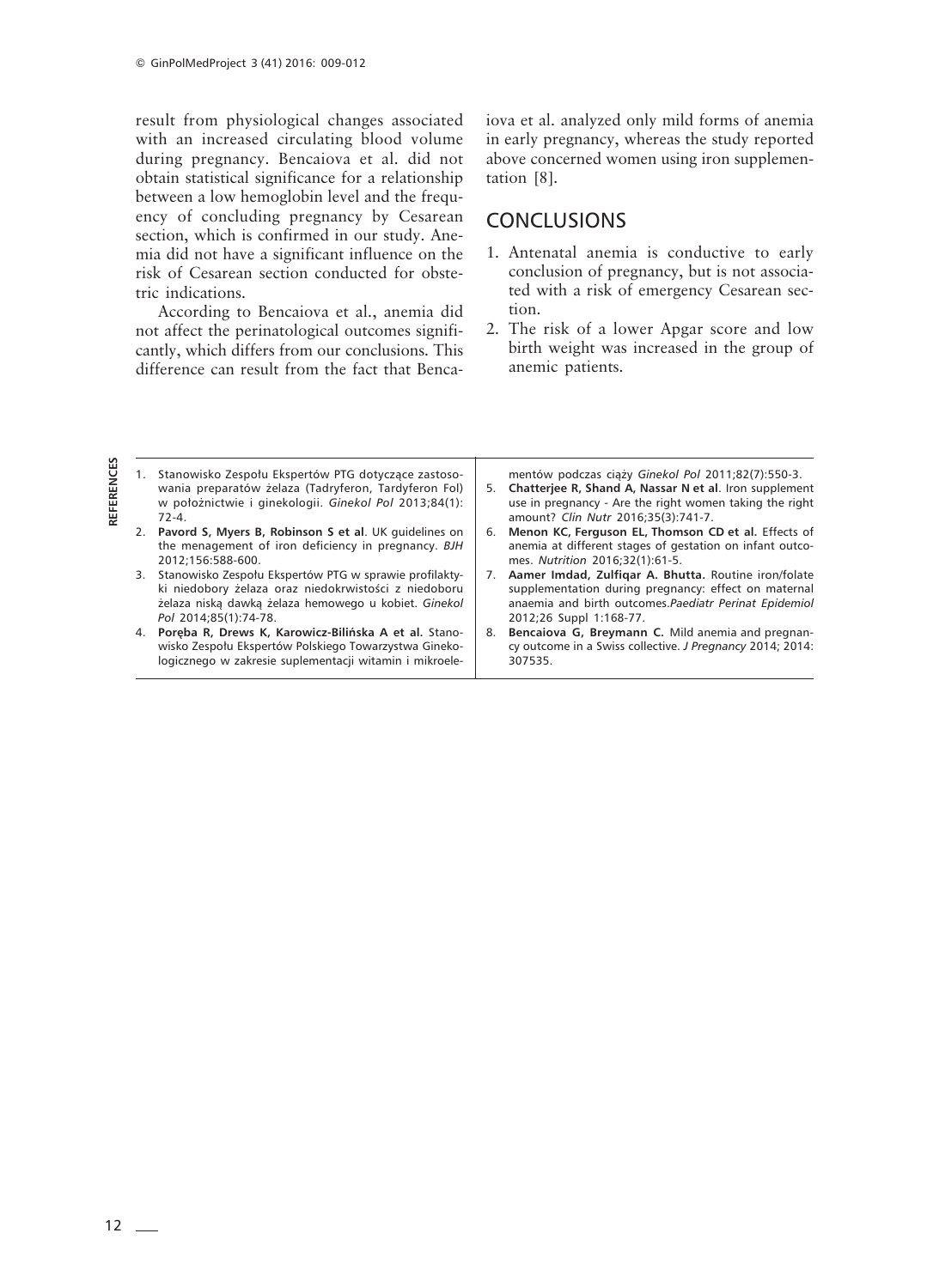result from physiological changes associated with an increased circulating blood volume during pregnancy. Bencaiova et al. did not obtain statistical significance for a relationship between a low hemoglobin level and the frequency of concluding pregnancy by Cesarean section, which is confirmed in our study. Anemia did not have a significant influence on the risk of Cesarean section conducted for obstetric indications.

According to Bencaiova et al., anemia did not affect the perinatological outcomes significantly, which differs from our conclusions. This difference can result from the fact that Bencaiova et al. analyzed only mild forms of anemia in early pregnancy, whereas the study reported above concerned women using iron supplementation [8].

## CONCLUSIONS

1. Antenatal anemia is conductive to early conclusion of pregnancy, but is not associated with a risk of emergency Cesarean section.
2. The risk of a lower Apgar score and low birth weight was increased in the group of anemic patients.

## REFERENCES

1. Stanowisko Zespołu Ekspertów PTG dotyczące zastosowania preparatów żelaza (Tadryferon, Tardyferon Fol) w położnictwie i ginekologii. *Ginekol Pol* 2013;84(1):72-4.
2. **Pavord S, Myers B, Robinson S et al**. UK guidelines on the menagement of iron deficiency in pregnancy. *BJH* 2012;156:588-600.
3. Stanowisko Zespołu Ekspertów PTG w sprawie profilaktyki niedobory żelaza oraz niedokrwistości z niedoboru żelaza niską dawką żelaza hemowego u kobiet. *Ginekol Pol* 2014;85(1):74-78.
4. **Poręba R, Drews K, Karowicz-Bilińska A et al.** Stanowisko Zespołu Ekspertów Polskiego Towarzystwa Ginekologicznego w zakresie suplementacji witamin i mikroelementów podczas ciąży *Ginekol Pol* 2011;82(7):550-3.
5. **Chatterjee R, Shand A, Nassar N et al**. Iron supplement use in pregnancy - Are the right women taking the right amount? *Clin Nutr* 2016;35(3):741-7.
6. **Menon KC, Ferguson EL, Thomson CD et al.** Effects of anemia at different stages of gestation on infant outcomes. *Nutrition* 2016;32(1):61-5.
7. **Aamer Imdad, Zulfiqar A. Bhutta.** Routine iron/folate supplementation during pregnancy: effect on maternal anaemia and birth outcomes.*Paediatr Perinat Epidemiol* 2012;26 Suppl 1:168-77.
8. **Bencaiova G, Breymann C.** Mild anemia and pregnancy outcome in a Swiss collective. *J Pregnancy* 2014; 2014: 307535.